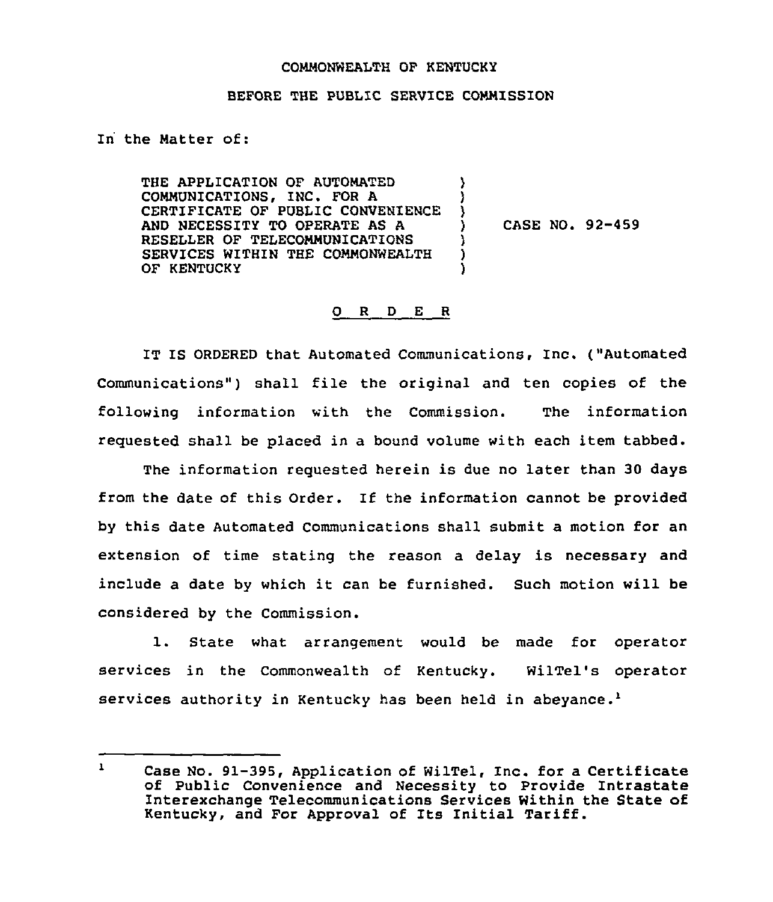COMMONWEALTH OF KENTUCKY

BEFORE THE PUBLIC SERVICE COMMISSION

In the Matter of:

| | | |
|---|---|---|
| THE APPLICATION OF AUTOMATED COMMUNICATIONS, INC. FOR A CERTIFICATE OF PUBLIC CONVENIENCE AND NECESSITY TO OPERATE AS A RESELLER OF TELECOMMUNICATIONS SERVICES WITHIN THE COMMONWEALTH OF KENTUCKY | ) | CASE NO. 92-459 |

## O R D E R

IT IS ORDERED that Automated Communications, Inc. ("Automated Communications") shall file the original and ten copies of the following information with the Commission. The information requested shall be placed in a bound volume with each item tabbed.

The information requested herein is due no later than 30 days from the date of this Order. If the information cannot be provided by this date Automated Communications shall submit a motion for an extension of time stating the reason a delay is necessary and include a date by which it can be furnished. Such motion will be considered by the Commission.

1. State what arrangement would be made for operator services in the Commonwealth of Kentucky. WilTel's operator services authority in Kentucky has been held in abeyance.[1]

---

[1] Case No. 91-395, Application of WilTel, Inc. for a Certificate of Public Convenience and Necessity to Provide Intrastate Interexchange Telecommunications Services Within the State of Kentucky, and For Approval of Its Initial Tariff.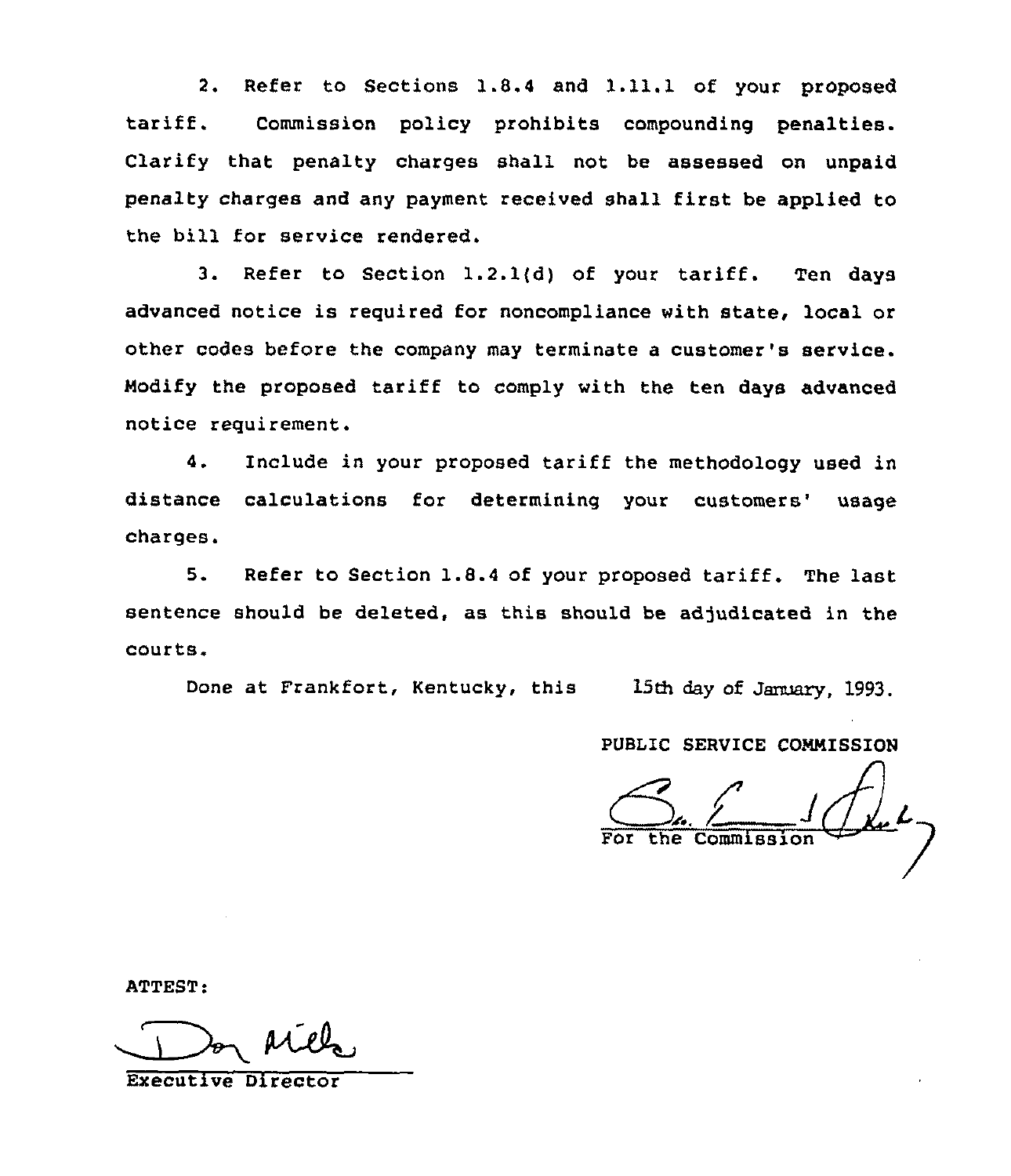2. Refer to Sections 1.8.4 and 1.11.1 of your proposed tariff. Commission policy prohibits compounding penalties. Clarify that penalty charges shall not be assessed on unpaid penalty charges and any payment received shall first be applied to the bill for service rendered.

3. Refer to Section 1.2.1(d) of your tariff. Ten days advanced notice is required for noncompliance with state, local or other codes before the company may terminate a customer's service. Modify the proposed tariff to comply with the ten days advanced notice requirement.

4. Include in your proposed tariff the methodology used in distance calculations for determining your customers' usage charges.

5. Refer to Section 1.8.4 of your proposed tariff. The last sentence should be deleted, as this should be adjudicated in the courts.

Done at Frankfort, Kentucky, this 15th day of January, 1993.

PUBLIC SERVICE COMMISSION

For the Commission

ATTEST:

Executive Director